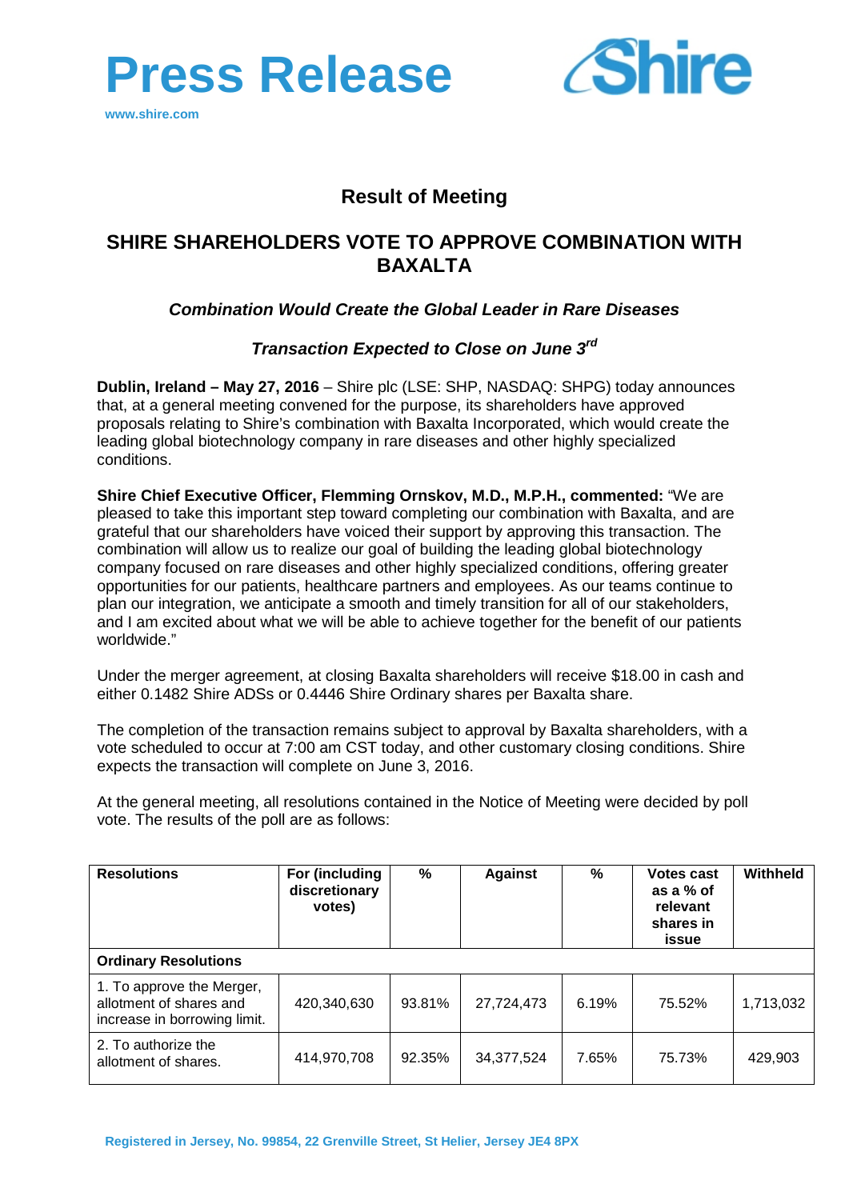# Press Release

www.shire.com

## Result of Meeting

## SHIRE SHAREHOLDERS VOTE TO APPROVE COMBINATION WITH BAXALTA

### *Combination Would Create the Global Leader in Rare Diseases*

### *Transaction Expected to Close on June 3rd*

**Dublin, Ireland – May 27, 2016** – Shire plc (LSE: SHP, NASDAQ: SHPG) today announces that, at a general meeting convened for the purpose, its shareholders have approved proposals relating to Shire's combination with Baxalta Incorporated, which would create the leading global biotechnology company in rare diseases and other highly specialized conditions.

**Shire Chief Executive Officer, Flemming Ornskov, M.D., M.P.H., commented:** "We are pleased to take this important step toward completing our combination with Baxalta, and are grateful that our shareholders have voiced their support by approving this transaction. The combination will allow us to realize our goal of building the leading global biotechnology company focused on rare diseases and other highly specialized conditions, offering greater opportunities for our patients, healthcare partners and employees. As our teams continue to plan our integration, we anticipate a smooth and timely transition for all of our stakeholders, and I am excited about what we will be able to achieve together for the benefit of our patients worldwide."

Under the merger agreement, at closing Baxalta shareholders will receive $18.00 in cash and either 0.1482 Shire ADSs or 0.4446 Shire Ordinary shares per Baxalta share.

The completion of the transaction remains subject to approval by Baxalta shareholders, with a vote scheduled to occur at 7:00 am CST today, and other customary closing conditions. Shire expects the transaction will complete on June 3, 2016.

At the general meeting, all resolutions contained in the Notice of Meeting were decided by poll vote. The results of the poll are as follows:

| Resolutions | For (including discretionary votes) | % | Against | % | Votes cast as a % of relevant shares in issue | Withheld |
|---|---|---|---|---|---|---|
| **Ordinary Resolutions** | | | | | | |
| 1. To approve the Merger, allotment of shares and increase in borrowing limit. | 420,340,630 | 93.81% | 27,724,473 | 6.19% | 75.52% | 1,713,032 |
| 2. To authorize the allotment of shares. | 414,970,708 | 92.35% | 34,377,524 | 7.65% | 75.73% | 429,903 |

Registered in Jersey, No. 99854, 22 Grenville Street, St Helier, Jersey JE4 8PX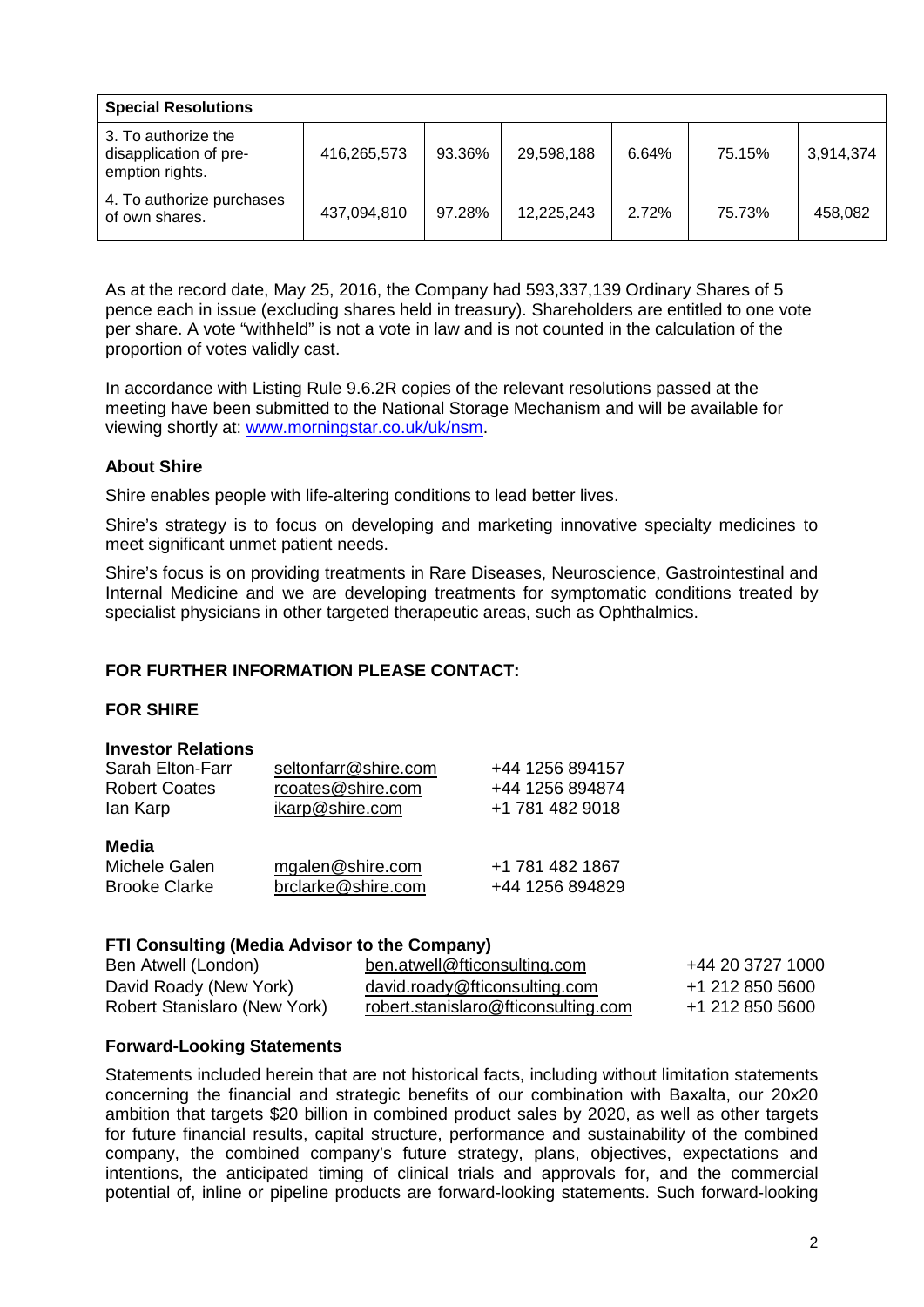| Special Resolutions | | | | | | |
|---|---|---|---|---|---|---|
| 3. To authorize the disapplication of pre-emption rights. | 416,265,573 | 93.36% | 29,598,188 | 6.64% | 75.15% | 3,914,374 |
| 4. To authorize purchases of own shares. | 437,094,810 | 97.28% | 12,225,243 | 2.72% | 75.73% | 458,082 |

As at the record date, May 25, 2016, the Company had 593,337,139 Ordinary Shares of 5 pence each in issue (excluding shares held in treasury). Shareholders are entitled to one vote per share. A vote "withheld" is not a vote in law and is not counted in the calculation of the proportion of votes validly cast.

In accordance with Listing Rule 9.6.2R copies of the relevant resolutions passed at the meeting have been submitted to the National Storage Mechanism and will be available for viewing shortly at: www.morningstar.co.uk/uk/nsm.

**About Shire**

Shire enables people with life-altering conditions to lead better lives.

Shire's strategy is to focus on developing and marketing innovative specialty medicines to meet significant unmet patient needs.

Shire's focus is on providing treatments in Rare Diseases, Neuroscience, Gastrointestinal and Internal Medicine and we are developing treatments for symptomatic conditions treated by specialist physicians in other targeted therapeutic areas, such as Ophthalmics.

**FOR FURTHER INFORMATION PLEASE CONTACT:**

**FOR SHIRE**

**Investor Relations**

| | | |
|---|---|---|
| Sarah Elton-Farr | seltonfarr@shire.com | +44 1256 894157 |
| Robert Coates | rcoates@shire.com | +44 1256 894874 |
| Ian Karp | ikarp@shire.com | +1 781 482 9018 |

**Media**

| | | |
|---|---|---|
| Michele Galen | mgalen@shire.com | +1 781 482 1867 |
| Brooke Clarke | brclarke@shire.com | +44 1256 894829 |

**FTI Consulting (Media Advisor to the Company)**

| | | |
|---|---|---|
| Ben Atwell (London) | ben.atwell@fticonsulting.com | +44 20 3727 1000 |
| David Roady (New York) | david.roady@fticonsulting.com | +1 212 850 5600 |
| Robert Stanislaro (New York) | robert.stanislaro@fticonsulting.com | +1 212 850 5600 |

**Forward-Looking Statements**

Statements included herein that are not historical facts, including without limitation statements concerning the financial and strategic benefits of our combination with Baxalta, our 20x20 ambition that targets $20 billion in combined product sales by 2020, as well as other targets for future financial results, capital structure, performance and sustainability of the combined company, the combined company's future strategy, plans, objectives, expectations and intentions, the anticipated timing of clinical trials and approvals for, and the commercial potential of, inline or pipeline products are forward-looking statements. Such forward-looking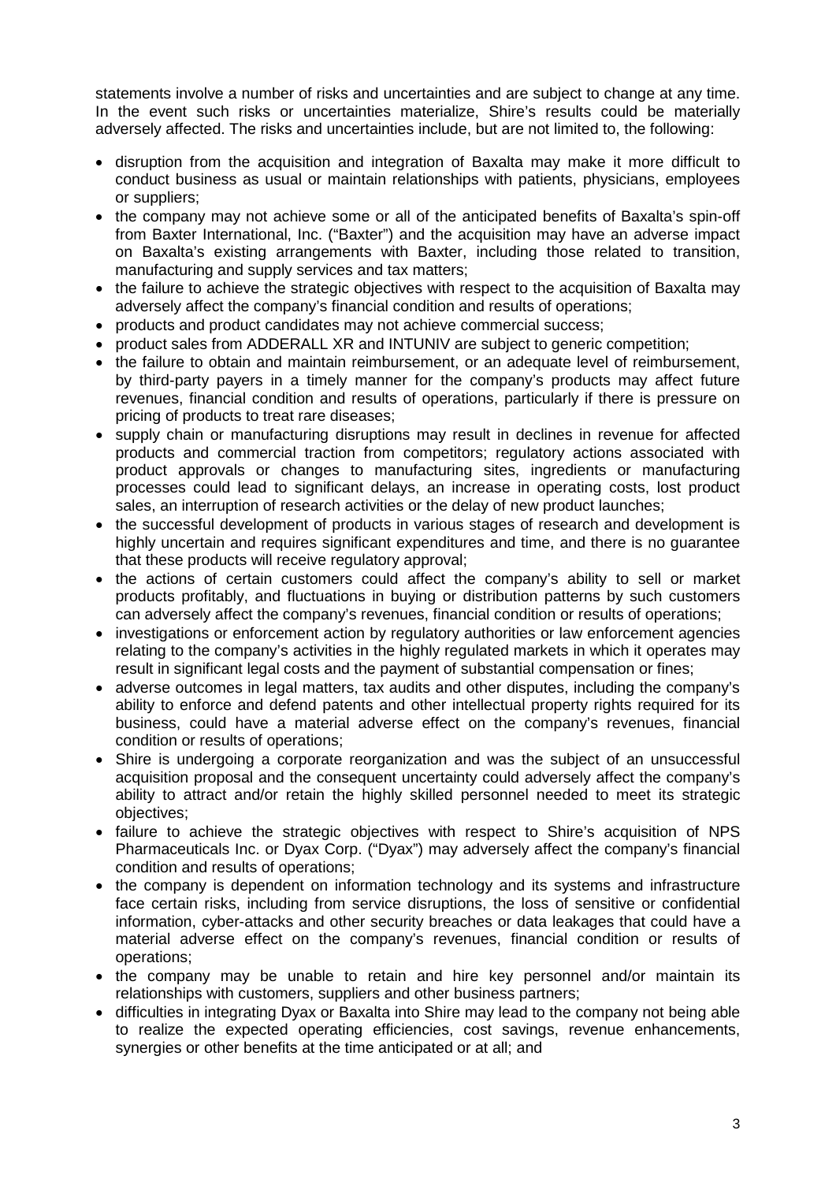statements involve a number of risks and uncertainties and are subject to change at any time. In the event such risks or uncertainties materialize, Shire's results could be materially adversely affected. The risks and uncertainties include, but are not limited to, the following:

- disruption from the acquisition and integration of Baxalta may make it more difficult to conduct business as usual or maintain relationships with patients, physicians, employees or suppliers;
- the company may not achieve some or all of the anticipated benefits of Baxalta's spin-off from Baxter International, Inc. ("Baxter") and the acquisition may have an adverse impact on Baxalta's existing arrangements with Baxter, including those related to transition, manufacturing and supply services and tax matters;
- the failure to achieve the strategic objectives with respect to the acquisition of Baxalta may adversely affect the company's financial condition and results of operations;
- products and product candidates may not achieve commercial success;
- product sales from ADDERALL XR and INTUNIV are subject to generic competition;
- the failure to obtain and maintain reimbursement, or an adequate level of reimbursement, by third-party payers in a timely manner for the company's products may affect future revenues, financial condition and results of operations, particularly if there is pressure on pricing of products to treat rare diseases;
- supply chain or manufacturing disruptions may result in declines in revenue for affected products and commercial traction from competitors; regulatory actions associated with product approvals or changes to manufacturing sites, ingredients or manufacturing processes could lead to significant delays, an increase in operating costs, lost product sales, an interruption of research activities or the delay of new product launches;
- the successful development of products in various stages of research and development is highly uncertain and requires significant expenditures and time, and there is no guarantee that these products will receive regulatory approval;
- the actions of certain customers could affect the company's ability to sell or market products profitably, and fluctuations in buying or distribution patterns by such customers can adversely affect the company's revenues, financial condition or results of operations;
- investigations or enforcement action by regulatory authorities or law enforcement agencies relating to the company's activities in the highly regulated markets in which it operates may result in significant legal costs and the payment of substantial compensation or fines;
- adverse outcomes in legal matters, tax audits and other disputes, including the company's ability to enforce and defend patents and other intellectual property rights required for its business, could have a material adverse effect on the company's revenues, financial condition or results of operations;
- Shire is undergoing a corporate reorganization and was the subject of an unsuccessful acquisition proposal and the consequent uncertainty could adversely affect the company's ability to attract and/or retain the highly skilled personnel needed to meet its strategic objectives;
- failure to achieve the strategic objectives with respect to Shire's acquisition of NPS Pharmaceuticals Inc. or Dyax Corp. ("Dyax") may adversely affect the company's financial condition and results of operations;
- the company is dependent on information technology and its systems and infrastructure face certain risks, including from service disruptions, the loss of sensitive or confidential information, cyber-attacks and other security breaches or data leakages that could have a material adverse effect on the company's revenues, financial condition or results of operations;
- the company may be unable to retain and hire key personnel and/or maintain its relationships with customers, suppliers and other business partners;
- difficulties in integrating Dyax or Baxalta into Shire may lead to the company not being able to realize the expected operating efficiencies, cost savings, revenue enhancements, synergies or other benefits at the time anticipated or at all; and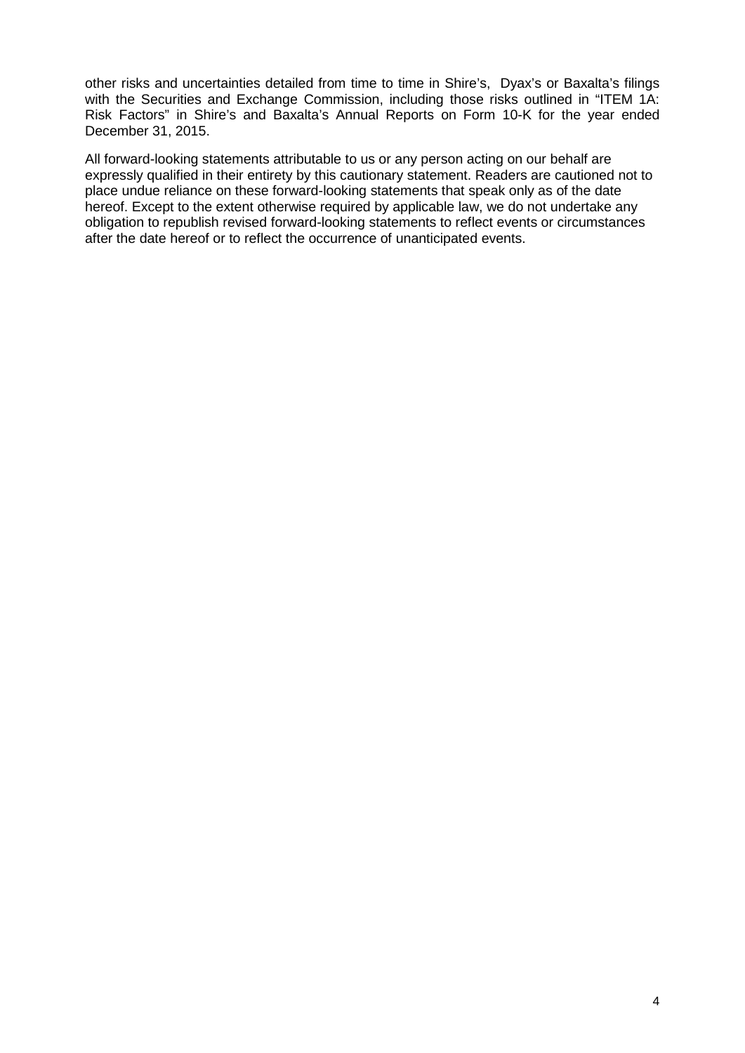other risks and uncertainties detailed from time to time in Shire's, Dyax's or Baxalta's filings with the Securities and Exchange Commission, including those risks outlined in "ITEM 1A: Risk Factors" in Shire's and Baxalta's Annual Reports on Form 10-K for the year ended December 31, 2015.

All forward-looking statements attributable to us or any person acting on our behalf are expressly qualified in their entirety by this cautionary statement. Readers are cautioned not to place undue reliance on these forward-looking statements that speak only as of the date hereof. Except to the extent otherwise required by applicable law, we do not undertake any obligation to republish revised forward-looking statements to reflect events or circumstances after the date hereof or to reflect the occurrence of unanticipated events.